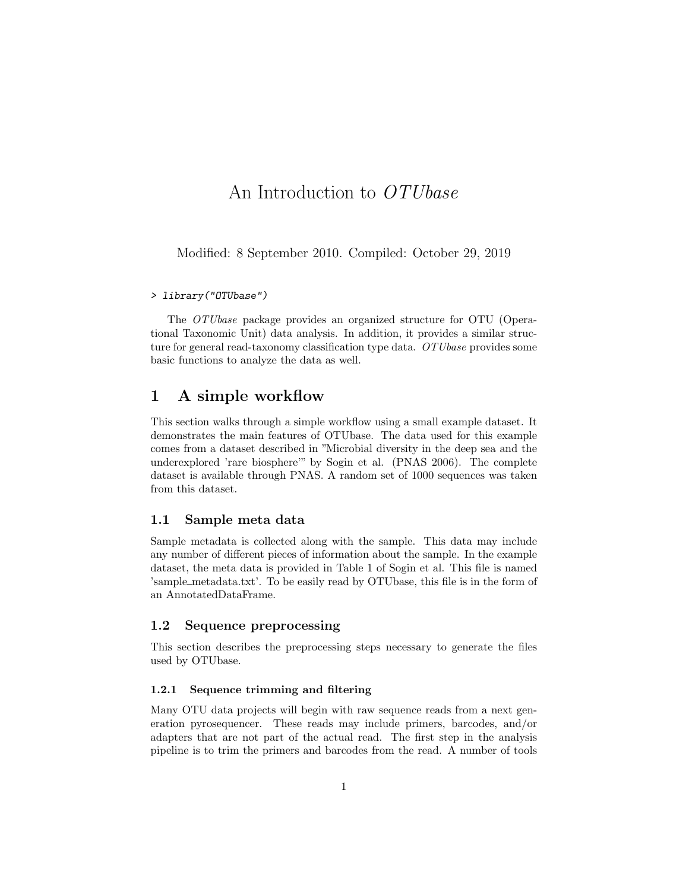# An Introduction to *OTUbase*

Modified: 8 September 2010. Compiled: October 29, 2019

```
> library("OTUbase")
```

The *OTUbase* package provides an organized structure for OTU (Operational Taxonomic Unit) data analysis. In addition, it provides a similar structure for general read-taxonomy classification type data. *OTUbase* provides some basic functions to analyze the data as well.

## 1 A simple workflow

This section walks through a simple workflow using a small example dataset. It demonstrates the main features of OTUbase. The data used for this example comes from a dataset described in "Microbial diversity in the deep sea and the underexplored 'rare biosphere'" by Sogin et al. (PNAS 2006). The complete dataset is available through PNAS. A random set of 1000 sequences was taken from this dataset.

### 1.1 Sample meta data

Sample metadata is collected along with the sample. This data may include any number of different pieces of information about the sample. In the example dataset, the meta data is provided in Table 1 of Sogin et al. This file is named 'sample_metadata.txt'. To be easily read by OTUbase, this file is in the form of an AnnotatedDataFrame.

### 1.2 Sequence preprocessing

This section describes the preprocessing steps necessary to generate the files used by OTUbase.

#### 1.2.1 Sequence trimming and filtering

Many OTU data projects will begin with raw sequence reads from a next generation pyrosequencer. These reads may include primers, barcodes, and/or adapters that are not part of the actual read. The first step in the analysis pipeline is to trim the primers and barcodes from the read. A number of tools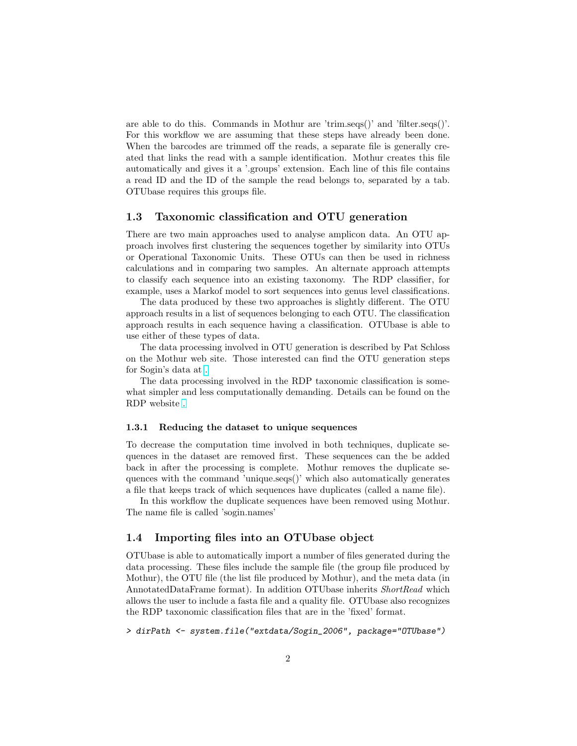are able to do this. Commands in Mothur are 'trim.seqs()' and 'filter.seqs()'. For this workflow we are assuming that these steps have already been done. When the barcodes are trimmed off the reads, a separate file is generally created that links the read with a sample identification. Mothur creates this file automatically and gives it a '.groups' extension. Each line of this file contains a read ID and the ID of the sample the read belongs to, separated by a tab. OTUbase requires this groups file.

## 1.3 Taxonomic classification and OTU generation

There are two main approaches used to analyse amplicon data. An OTU approach involves first clustering the sequences together by similarity into OTUs or Operational Taxonomic Units. These OTUs can then be used in richness calculations and in comparing two samples. An alternate approach attempts to classify each sequence into an existing taxonomy. The RDP classifier, for example, uses a Markof model to sort sequences into genus level classifications.

The data produced by these two approaches is slightly different. The OTU approach results in a list of sequences belonging to each OTU. The classification approach results in each sequence having a classification. OTUbase is able to use either of these types of data.

The data processing involved in OTU generation is described by Pat Schloss on the Mothur web site. Those interested can find the OTU generation steps for Sogin's data at .

The data processing involved in the RDP taxonomic classification is somewhat simpler and less computationally demanding. Details can be found on the RDP website .

### 1.3.1 Reducing the dataset to unique sequences

To decrease the computation time involved in both techniques, duplicate sequences in the dataset are removed first. These sequences can the be added back in after the processing is complete. Mothur removes the duplicate sequences with the command 'unique.seqs()' which also automatically generates a file that keeps track of which sequences have duplicates (called a name file).

In this workflow the duplicate sequences have been removed using Mothur. The name file is called 'sogin.names'

## 1.4 Importing files into an OTUbase object

OTUbase is able to automatically import a number of files generated during the data processing. These files include the sample file (the group file produced by Mothur), the OTU file (the list file produced by Mothur), and the meta data (in AnnotatedDataFrame format). In addition OTUbase inherits *ShortRead* which allows the user to include a fasta file and a quality file. OTUbase also recognizes the RDP taxonomic classification files that are in the 'fixed' format.

```
> dirPath <- system.file("extdata/Sogin_2006", package="OTUbase")
```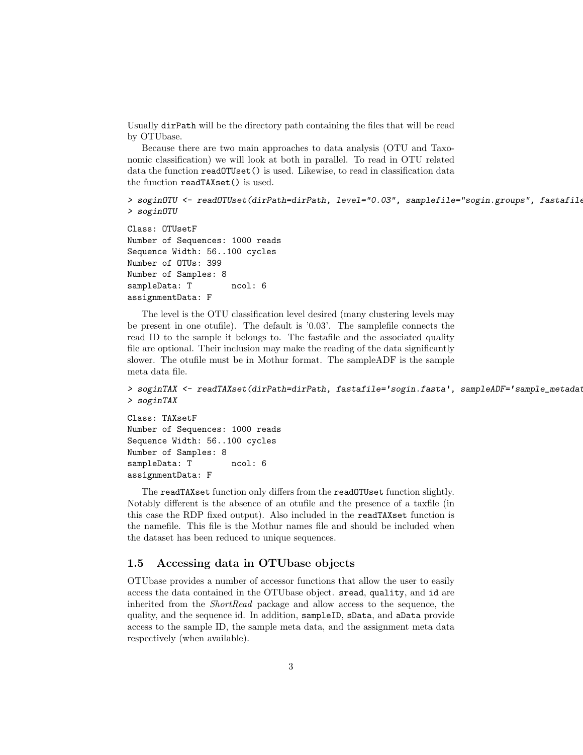Usually `dirPath` will be the directory path containing the files that will be read by OTUbase.

Because there are two main approaches to data analysis (OTU and Taxonomic classification) we will look at both in parallel. To read in OTU related data the function `readOTUset()` is used. Likewise, to read in classification data the function `readTAXset()` is used.

```
> soginOTU <- readOTUset(dirPath=dirPath, level="0.03", samplefile="sogin.groups", fastafile
> soginOTU
```

```
Class: OTUsetF
Number of Sequences: 1000 reads
Sequence Width: 56..100 cycles
Number of OTUs: 399
Number of Samples: 8
sampleData: T        ncol: 6
assignmentData: F
```

The level is the OTU classification level desired (many clustering levels may be present in one otufile). The default is '0.03'. The samplefile connects the read ID to the sample it belongs to. The fastafile and the associated quality file are optional. Their inclusion may make the reading of the data significantly slower. The otufile must be in Mothur format. The sampleADF is the sample meta data file.

```
> soginTAX <- readTAXset(dirPath=dirPath, fastafile='sogin.fasta', sampleADF='sample_metadat
> soginTAX
```

```
Class: TAXsetF
Number of Sequences: 1000 reads
Sequence Width: 56..100 cycles
Number of Samples: 8
sampleData: T        ncol: 6
assignmentData: F
```

The `readTAXset` function only differs from the `readOTUset` function slightly. Notably different is the absence of an otufile and the presence of a taxfile (in this case the RDP fixed output). Also included in the `readTAXset` function is the namefile. This file is the Mothur names file and should be included when the dataset has been reduced to unique sequences.

## 1.5 Accessing data in OTUbase objects

OTUbase provides a number of accessor functions that allow the user to easily access the data contained in the OTUbase object. `sread`, `quality`, and `id` are inherited from the *ShortRead* package and allow access to the sequence, the quality, and the sequence id. In addition, `sampleID`, `sData`, and `aData` provide access to the sample ID, the sample meta data, and the assignment meta data respectively (when available).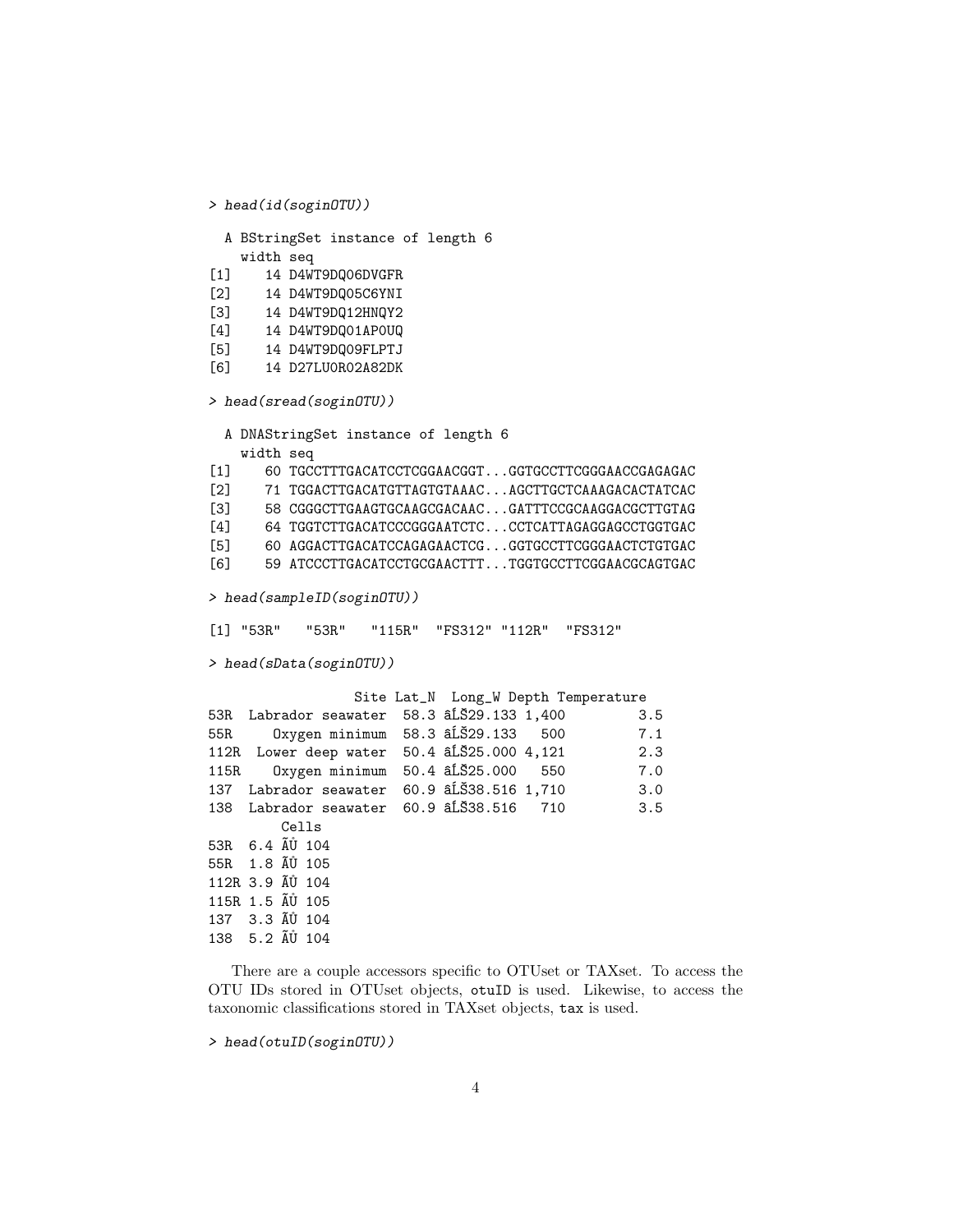```
> head(id(soginOTU))

  A BStringSet instance of length 6
    width seq
[1]    14 D4WT9DQ06DVGFR
[2]    14 D4WT9DQ05C6YNI
[3]    14 D4WT9DQ12HNQY2
[4]    14 D4WT9DQ01AP0UQ
[5]    14 D4WT9DQ09FLPTJ
[6]    14 D27LU0R02A82DK

> head(sread(soginOTU))

  A DNAStringSet instance of length 6
    width seq
[1]    60 TGCCTTTGACATCCTCGGAACGGT...GGTGCCTTCGGGAACCGAGAGAC
[2]    71 TGGACTTGACATGTTAGTGTAAAC...AGCTTGCTCAAAGACACTATCAC
[3]    58 CGGGCTTGAAGTGCAAGCGACAAC...GATTTCCGCAAGGACGCTTGTAG
[4]    64 TGGTCTTGACATCCCGGGAATCTC...CCTCATTAGAGGAGCCTGGTGAC
[5]    60 AGGACTTGACATCCAGAGAACTCG...GGTGCCTTCGGGAACTCTGTGAC
[6]    59 ATCCCTTGACATCCTGCGAACTTT...TGGTGCCTTCGGAACGCAGTGAC

> head(sampleID(soginOTU))

[1] "53R"   "53R"   "115R"  "FS312" "112R"  "FS312"

> head(sData(soginOTU))

                 Site Lat_N  Long_W Depth Temperature
53R  Labrador seawater  58.3 âĹŠ29.133 1,400         3.5
55R     Oxygen minimum  58.3 âĹŠ29.133   500         7.1
112R  Lower deep water  50.4 âĹŠ25.000 4,121         2.3
115R    Oxygen minimum  50.4 âĹŠ25.000   550         7.0
137  Labrador seawater  60.9 âĹŠ38.516 1,710         3.0
138  Labrador seawater  60.9 âĹŠ38.516   710         3.5
        Cells
53R  6.4 ÃŮ 104
55R  1.8 ÃŮ 105
112R 3.9 ÃŮ 104
115R 1.5 ÃŮ 105
137  3.3 ÃŮ 104
138  5.2 ÃŮ 104
```

There are a couple accessors specific to OTUset or TAXset. To access the OTU IDs stored in OTUset objects, `otuID` is used. Likewise, to access the taxonomic classifications stored in TAXset objects, `tax` is used.

```
> head(otuID(soginOTU))
```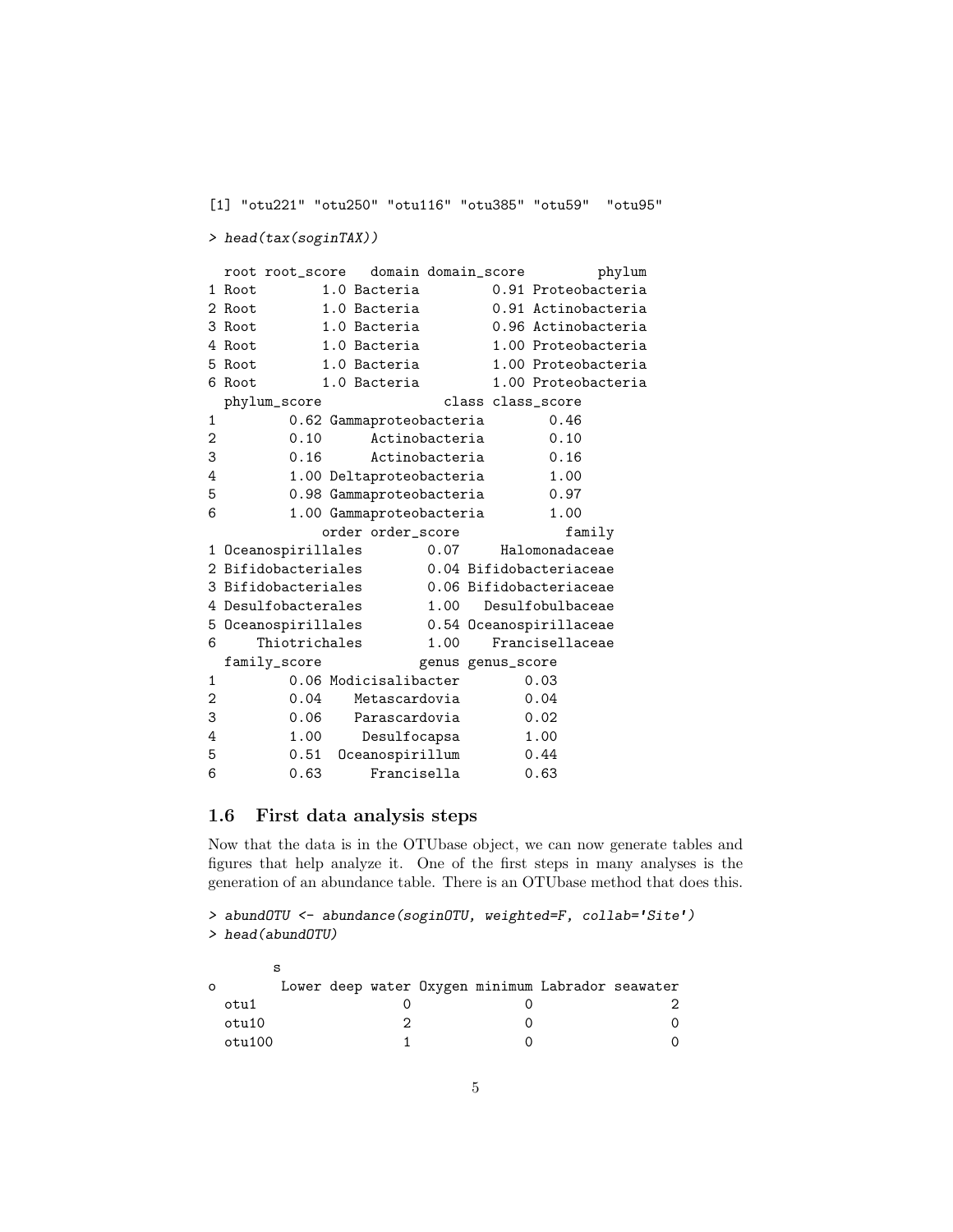```
[1] "otu221" "otu250" "otu116" "otu385" "otu59"  "otu95"
```

```
> head(tax(soginTAX))
```

```
  root root_score   domain domain_score         phylum
1 Root        1.0 Bacteria         0.91 Proteobacteria
2 Root        1.0 Bacteria         0.91 Actinobacteria
3 Root        1.0 Bacteria         0.96 Actinobacteria
4 Root        1.0 Bacteria         1.00 Proteobacteria
5 Root        1.0 Bacteria         1.00 Proteobacteria
6 Root        1.0 Bacteria         1.00 Proteobacteria
  phylum_score               class class_score
1         0.62 Gammaproteobacteria        0.46
2         0.10      Actinobacteria        0.10
3         0.16      Actinobacteria        0.16
4         1.00 Deltaproteobacteria        1.00
5         0.98 Gammaproteobacteria        0.97
6         1.00 Gammaproteobacteria        1.00
              order order_score             family
1 Oceanospirillales        0.07     Halomonadaceae
2 Bifidobacteriales        0.04 Bifidobacteriaceae
3 Bifidobacteriales        0.06 Bifidobacteriaceae
4 Desulfobacterales        1.00   Desulfobulbaceae
5 Oceanospirillales        0.54 Oceanospirillaceae
6     Thiotrichales        1.00    Francisellaceae
  family_score            genus genus_score
1         0.06 Modicisalibacter        0.03
2         0.04    Metascardovia        0.04
3         0.06    Parascardovia        0.02
4         1.00      Desulfocapsa        1.00
5         0.51  Oceanospirillum        0.44
6         0.63      Francisella        0.63
```

### 1.6 First data analysis steps

Now that the data is in the OTUbase object, we can now generate tables and figures that help analyze it. One of the first steps in many analyses is the generation of an abundance table. There is an OTUbase method that does this.

```
> abundOTU <- abundance(soginOTU, weighted=F, collab='Site')
> head(abundOTU)
```

```
        s
o        Lower deep water Oxygen minimum Labrador seawater
  otu1                  0              0                 2
  otu10                 2              0                 0
  otu100                1              0                 0
```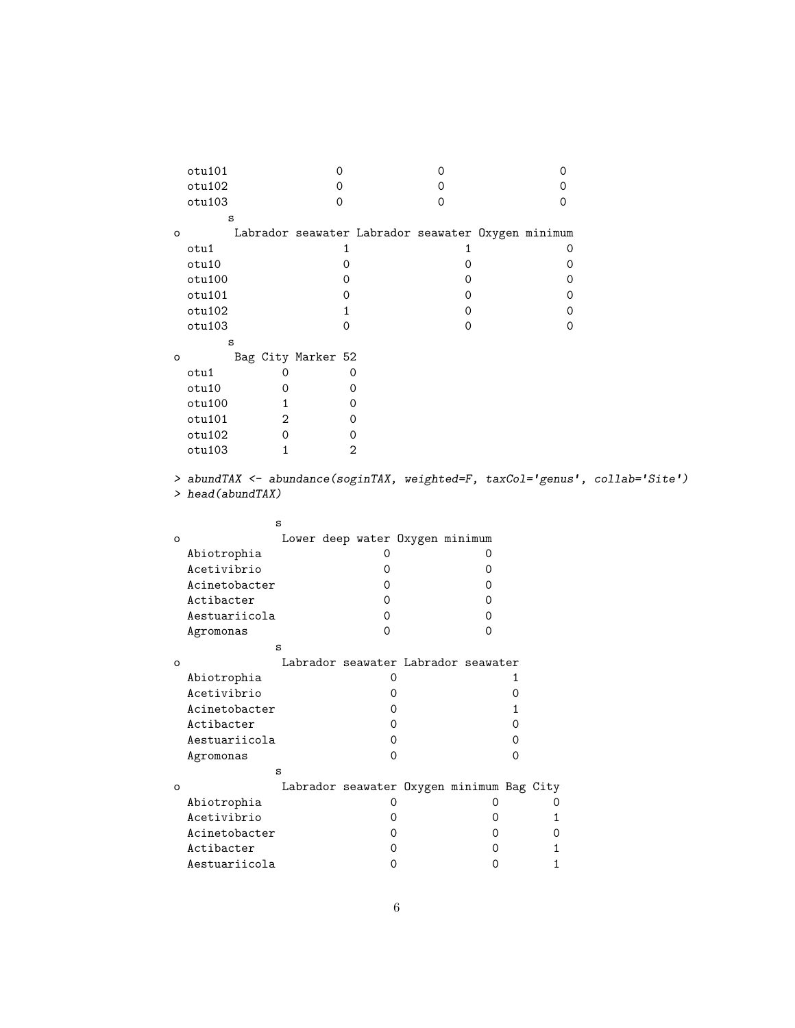```
  otu101              0             0                 0
  otu102              0             0                 0
  otu103              0             0                 0
       s
o       Labrador seawater Labrador seawater Oxygen minimum
  otu1                  1                 1              0
  otu10                 0                 0              0
  otu100                0                 0              0
  otu101                0                 0              0
  otu102                1                 0              0
  otu103                0                 0              0
       s
o       Bag City Marker 52
  otu1         0         0
  otu10        0         0
  otu100       1         0
  otu101       2         0
  otu102       0         0
  otu103       1         2

> abundTAX <- abundance(soginTAX, weighted=F, taxCol='genus', collab='Site')
> head(abundTAX)

              s
o              Lower deep water Oxygen minimum
  Abiotrophia                 0              0
  Acetivibrio                 0              0
  Acinetobacter               0              0
  Actibacter                  0              0
  Aestuariicola               0              0
  Agromonas                   0              0
              s
o              Labrador seawater Labrador seawater
  Abiotrophia                  0                 1
  Acetivibrio                  0                 0
  Acinetobacter                0                 1
  Actibacter                   0                 0
  Aestuariicola                0                 0
  Agromonas                    0                 0
              s
o              Labrador seawater Oxygen minimum Bag City
  Abiotrophia                  0              0        0
  Acetivibrio                  0              0        1
  Acinetobacter                0              0        0
  Actibacter                   0              0        1
  Aestuariicola                0              0        1
```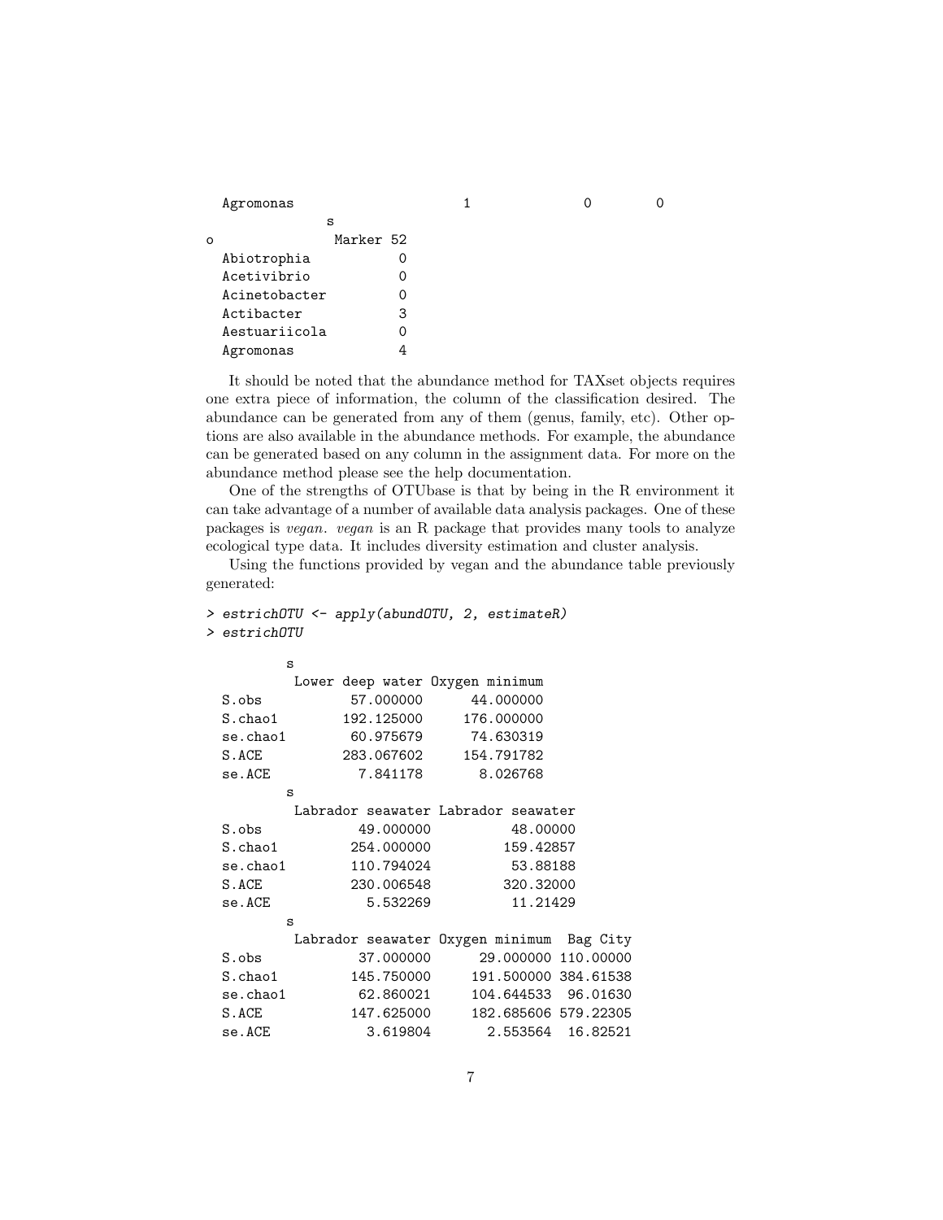```
  Agromonas                    1               0         0
             s
o              Marker 52
  Abiotrophia          0
  Acetivibrio          0
  Acinetobacter        0
  Actibacter           3
  Aestuariicola        0
  Agromonas            4
```

It should be noted that the abundance method for TAXset objects requires one extra piece of information, the column of the classification desired. The abundance can be generated from any of them (genus, family, etc). Other options are also available in the abundance methods. For example, the abundance can be generated based on any column in the assignment data. For more on the abundance method please see the help documentation.

One of the strengths of OTUbase is that by being in the R environment it can take advantage of a number of available data analysis packages. One of these packages is *vegan*. *vegan* is an R package that provides many tools to analyze ecological type data. It includes diversity estimation and cluster analysis.

Using the functions provided by vegan and the abundance table previously generated:

```
> estrichOTU <- apply(abundOTU, 2, estimateR)
> estrichOTU

         s
          Lower deep water Oxygen minimum
  S.obs          57.000000      44.000000
  S.chao1       192.125000     176.000000
  se.chao1       60.975679      74.630319
  S.ACE         283.067602     154.791782
  se.ACE          7.841178       8.026768
         s
          Labrador seawater Labrador seawater
  S.obs           49.000000          48.00000
  S.chao1        254.000000         159.42857
  se.chao1       110.794024          53.88188
  S.ACE          230.006548         320.32000
  se.ACE           5.532269          11.21429
         s
          Labrador seawater Oxygen minimum  Bag City
  S.obs           37.000000      29.000000 110.00000
  S.chao1        145.750000     191.500000 384.61538
  se.chao1        62.860021     104.644533  96.01630
  S.ACE          147.625000     182.685606 579.22305
  se.ACE           3.619804       2.553564  16.82521
```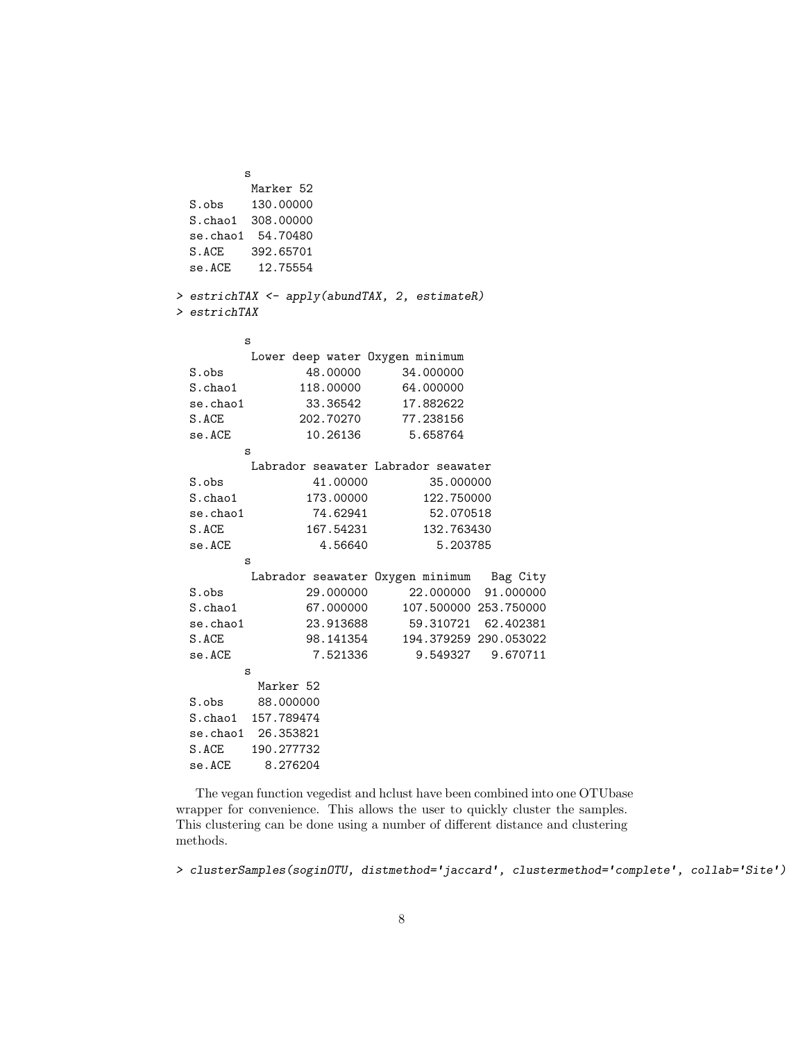```
         s
          Marker 52
  S.obs    130.00000
  S.chao1  308.00000
  se.chao1  54.70480
  S.ACE    392.65701
  se.ACE    12.75554
```

```
> estrichTAX <- apply(abundTAX, 2, estimateR)
> estrichTAX
```

```
         s
          Lower deep water Oxygen minimum
  S.obs           48.00000      34.000000
  S.chao1        118.00000      64.000000
  se.chao1        33.36542      17.882622
  S.ACE          202.70270      77.238156
  se.ACE          10.26136       5.658764
         s
          Labrador seawater Labrador seawater
  S.obs            41.00000         35.000000
  S.chao1         173.00000        122.750000
  se.chao1         74.62941         52.070518
  S.ACE           167.54231        132.763430
  se.ACE            4.56640          5.203785
         s
          Labrador seawater Oxygen minimum   Bag City
  S.obs           29.000000      22.000000  91.000000
  S.chao1         67.000000     107.500000 253.750000
  se.chao1        23.913688      59.310721  62.402381
  S.ACE           98.141354     194.379259 290.053022
  se.ACE           7.521336       9.549327   9.670711
         s
           Marker 52
  S.obs     88.000000
  S.chao1  157.789474
  se.chao1  26.353821
  S.ACE    190.277732
  se.ACE     8.276204
```

The vegan function vegedist and hclust have been combined into one OTUbase wrapper for convenience. This allows the user to quickly cluster the samples. This clustering can be done using a number of different distance and clustering methods.

```
> clusterSamples(soginOTU, distmethod='jaccard', clustermethod='complete', collab='Site')
```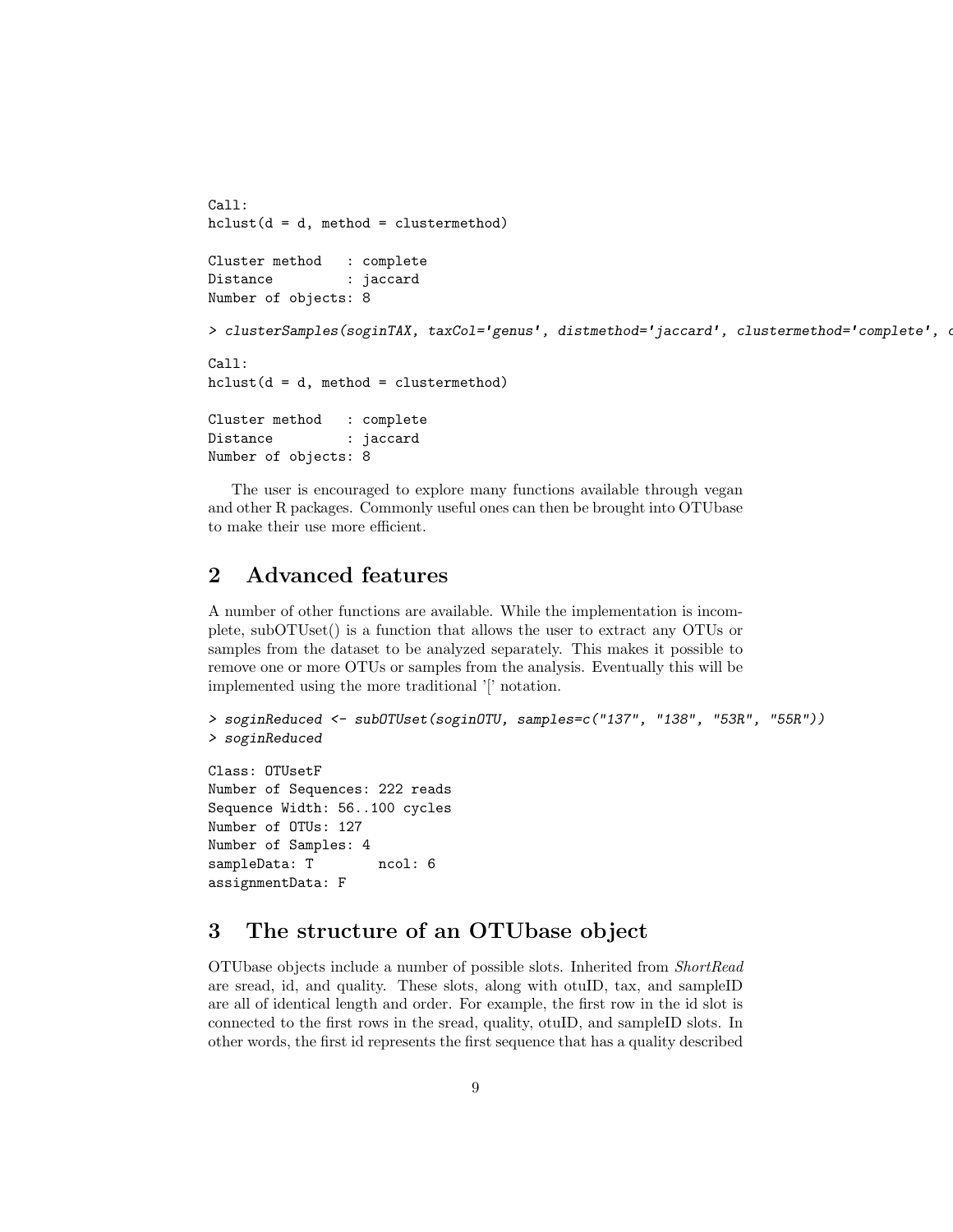```
Call:
hclust(d = d, method = clustermethod)

Cluster method   : complete
Distance         : jaccard
Number of objects: 8
```

```
> clusterSamples(soginTAX, taxCol='genus', distmethod='jaccard', clustermethod='complete', c
```

```
Call:
hclust(d = d, method = clustermethod)

Cluster method   : complete
Distance         : jaccard
Number of objects: 8
```

The user is encouraged to explore many functions available through vegan and other R packages. Commonly useful ones can then be brought into OTUbase to make their use more efficient.

## 2 Advanced features

A number of other functions are available. While the implementation is incomplete, subOTUset() is a function that allows the user to extract any OTUs or samples from the dataset to be analyzed separately. This makes it possible to remove one or more OTUs or samples from the analysis. Eventually this will be implemented using the more traditional '[' notation.

```
> soginReduced <- subOTUset(soginOTU, samples=c("137", "138", "53R", "55R"))
> soginReduced
```

```
Class: OTUsetF
Number of Sequences: 222 reads
Sequence Width: 56..100 cycles
Number of OTUs: 127
Number of Samples: 4
sampleData: T        ncol: 6
assignmentData: F
```

## 3 The structure of an OTUbase object

OTUbase objects include a number of possible slots. Inherited from *ShortRead* are sread, id, and quality. These slots, along with otuID, tax, and sampleID are all of identical length and order. For example, the first row in the id slot is connected to the first rows in the sread, quality, otuID, and sampleID slots. In other words, the first id represents the first sequence that has a quality described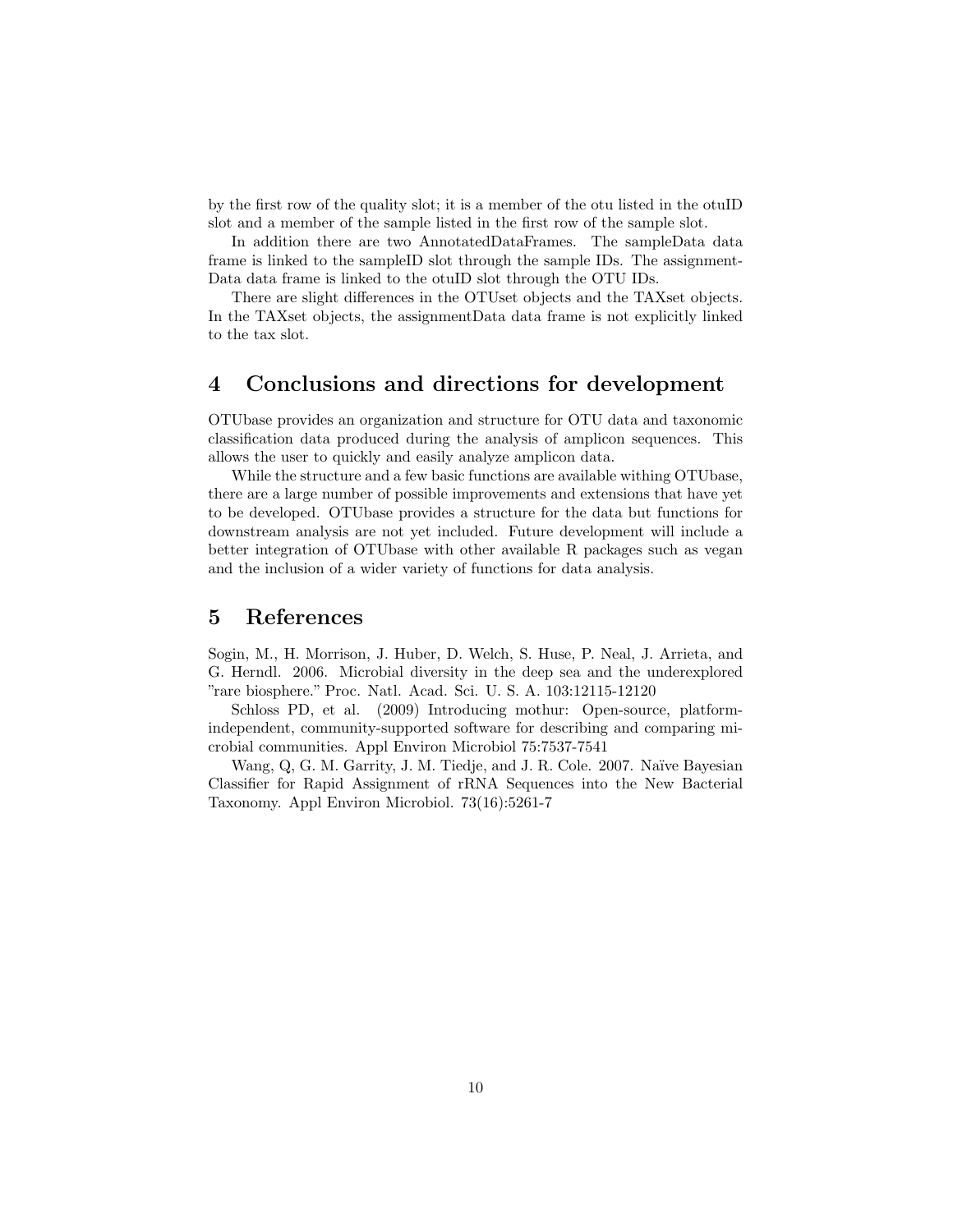by the first row of the quality slot; it is a member of the otu listed in the otuID slot and a member of the sample listed in the first row of the sample slot.

In addition there are two AnnotatedDataFrames. The sampleData data frame is linked to the sampleID slot through the sample IDs. The assignmentData data frame is linked to the otuID slot through the OTU IDs.

There are slight differences in the OTUset objects and the TAXset objects. In the TAXset objects, the assignmentData data frame is not explicitly linked to the tax slot.

# 4 Conclusions and directions for development

OTUbase provides an organization and structure for OTU data and taxonomic classification data produced during the analysis of amplicon sequences. This allows the user to quickly and easily analyze amplicon data.

While the structure and a few basic functions are available withing OTUbase, there are a large number of possible improvements and extensions that have yet to be developed. OTUbase provides a structure for the data but functions for downstream analysis are not yet included. Future development will include a better integration of OTUbase with other available R packages such as vegan and the inclusion of a wider variety of functions for data analysis.

# 5 References

Sogin, M., H. Morrison, J. Huber, D. Welch, S. Huse, P. Neal, J. Arrieta, and G. Herndl. 2006. Microbial diversity in the deep sea and the underexplored "rare biosphere." Proc. Natl. Acad. Sci. U. S. A. 103:12115-12120

Schloss PD, et al. (2009) Introducing mothur: Open-source, platform-independent, community-supported software for describing and comparing microbial communities. Appl Environ Microbiol 75:7537-7541

Wang, Q, G. M. Garrity, J. M. Tiedje, and J. R. Cole. 2007. Naïve Bayesian Classifier for Rapid Assignment of rRNA Sequences into the New Bacterial Taxonomy. Appl Environ Microbiol. 73(16):5261-7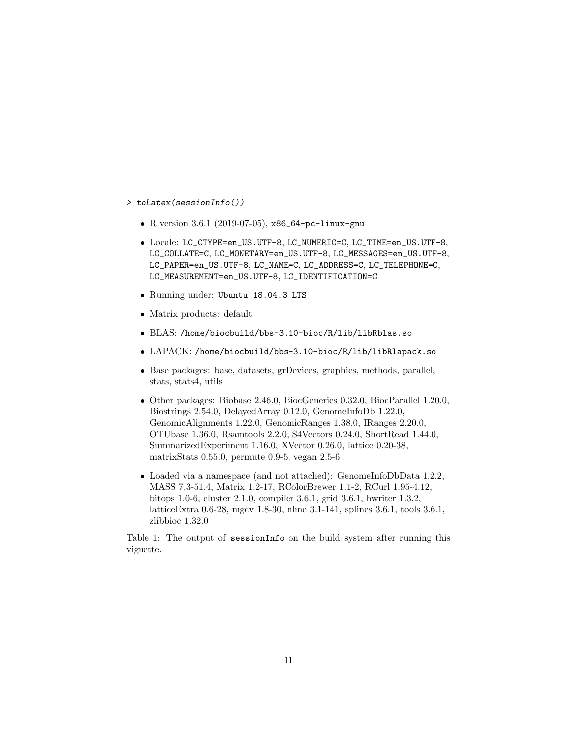```
> toLatex(sessionInfo())
```

- R version 3.6.1 (2019-07-05), `x86_64-pc-linux-gnu`
- Locale: `LC_CTYPE=en_US.UTF-8`, `LC_NUMERIC=C`, `LC_TIME=en_US.UTF-8`, `LC_COLLATE=C`, `LC_MONETARY=en_US.UTF-8`, `LC_MESSAGES=en_US.UTF-8`, `LC_PAPER=en_US.UTF-8`, `LC_NAME=C`, `LC_ADDRESS=C`, `LC_TELEPHONE=C`, `LC_MEASUREMENT=en_US.UTF-8`, `LC_IDENTIFICATION=C`
- Running under: `Ubuntu 18.04.3 LTS`
- Matrix products: default
- BLAS: `/home/biocbuild/bbs-3.10-bioc/R/lib/libRblas.so`
- LAPACK: `/home/biocbuild/bbs-3.10-bioc/R/lib/libRlapack.so`
- Base packages: base, datasets, grDevices, graphics, methods, parallel, stats, stats4, utils
- Other packages: Biobase 2.46.0, BiocGenerics 0.32.0, BiocParallel 1.20.0, Biostrings 2.54.0, DelayedArray 0.12.0, GenomeInfoDb 1.22.0, GenomicAlignments 1.22.0, GenomicRanges 1.38.0, IRanges 2.20.0, OTUbase 1.36.0, Rsamtools 2.2.0, S4Vectors 0.24.0, ShortRead 1.44.0, SummarizedExperiment 1.16.0, XVector 0.26.0, lattice 0.20-38, matrixStats 0.55.0, permute 0.9-5, vegan 2.5-6
- Loaded via a namespace (and not attached): GenomeInfoDbData 1.2.2, MASS 7.3-51.4, Matrix 1.2-17, RColorBrewer 1.1-2, RCurl 1.95-4.12, bitops 1.0-6, cluster 2.1.0, compiler 3.6.1, grid 3.6.1, hwriter 1.3.2, latticeExtra 0.6-28, mgcv 1.8-30, nlme 3.1-141, splines 3.6.1, tools 3.6.1, zlibbioc 1.32.0

Table 1: The output of `sessionInfo` on the build system after running this vignette.